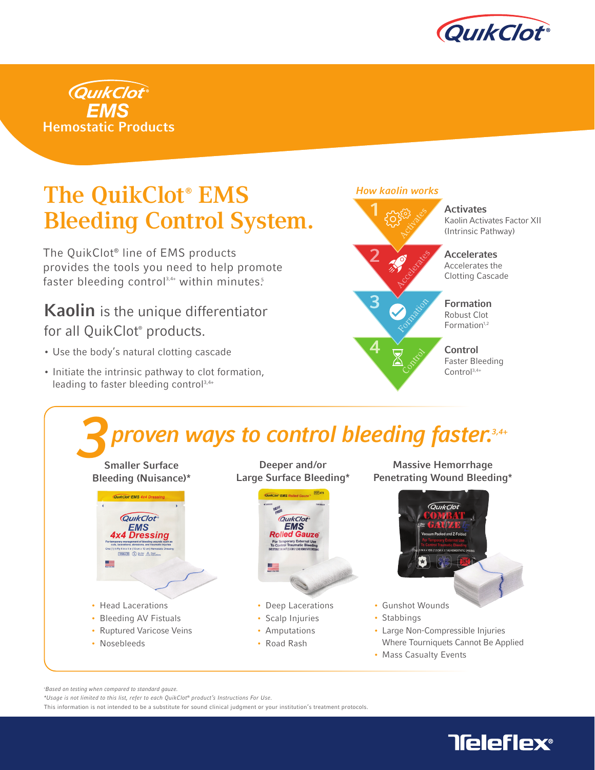# QuikClot® EMS Hemostatic Products

## The QuikClot® EMS Bleeding Control System.

The QuikClot® line of EMS products provides the tools you need to help promote faster bleeding control[3,4+] within minutes.[5]

**Kaolin** is the unique differentiator for all QuikClot® products.

- Use the body's natural clotting cascade
- Initiate the intrinsic pathway to clot formation, leading to faster bleeding control[3,4+]

*How kaolin works*

1. **Activates** – Kaolin Activates Factor XII (Intrinsic Pathway)
2. **Accelerates** – Accelerates the Clotting Cascade
3. **Formation** – Robust Clot Formation[1,2]
4. **Control** – Faster Bleeding Control[3,4+]

## *3 proven ways to control bleeding faster.*[3,4+]

### Smaller Surface Bleeding (Nuisance)*

QuikClot® EMS 4x4 Dressing

- Head Lacerations
- Bleeding AV Fistuals
- Ruptured Varicose Veins
- Nosebleeds

### Deeper and/or Large Surface Bleeding*

QuikClot® EMS Rolled Gauze

- Deep Lacerations
- Scalp Injuries
- Amputations
- Road Rash

### Massive Hemorrhage Penetrating Wound Bleeding*

QuikClot® Combat Gauze

- Gunshot Wounds
- Stabbings
- Large Non-Compressible Injuries Where Tourniquets Cannot Be Applied
- Mass Casualty Events

+Based on testing when compared to standard gauze.

*Usage is not limited to this list, refer to each QuikClot® product's Instructions For Use.

This information is not intended to be a substitute for sound clinical judgment or your institution's treatment protocols.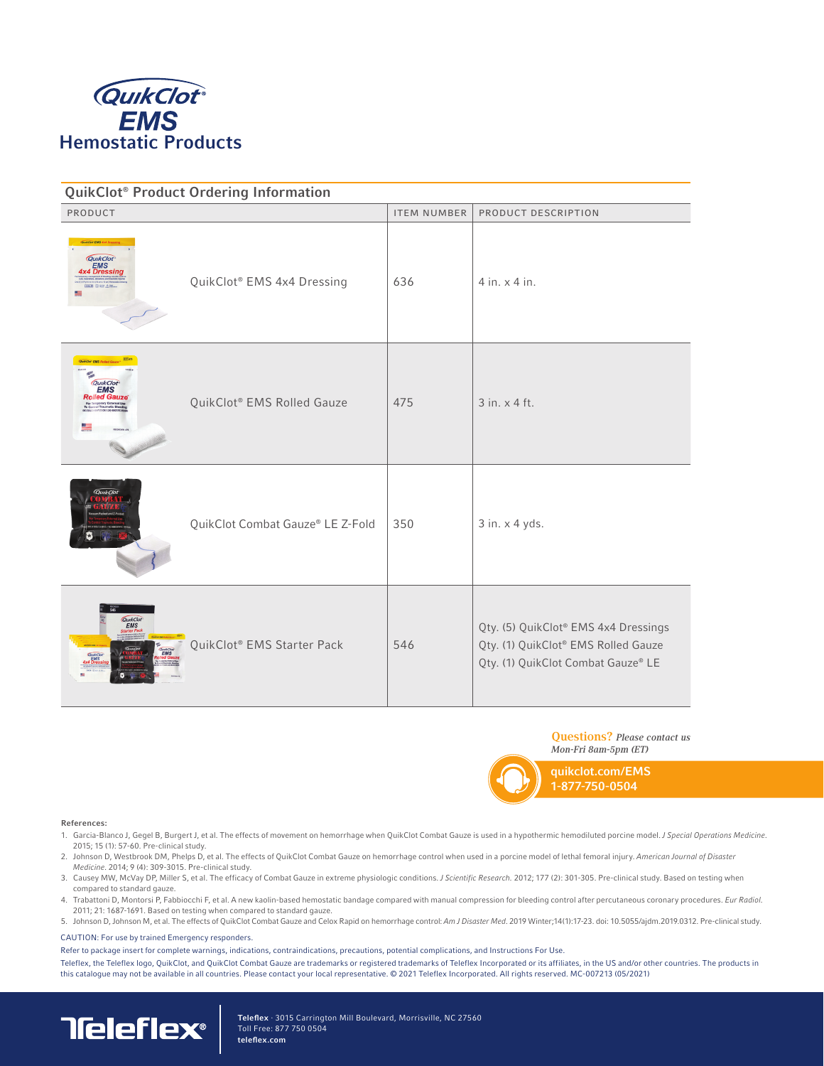# QuikClot® EMS Hemostatic Products

## QuikClot® Product Ordering Information

| PRODUCT | ITEM NUMBER | PRODUCT DESCRIPTION |
|---|---|---|
| QuikClot® EMS 4x4 Dressing | 636 | 4 in. x 4 in. |
| QuikClot® EMS Rolled Gauze | 475 | 3 in. x 4 ft. |
| QuikClot Combat Gauze® LE Z-Fold | 350 | 3 in. x 4 yds. |
| QuikClot® EMS Starter Pack | 546 | Qty. (5) QuikClot® EMS 4x4 Dressings<br>Qty. (1) QuikClot® EMS Rolled Gauze<br>Qty. (1) QuikClot Combat Gauze® LE |

**Questions?** *Please contact us Mon-Fri 8am-5pm (ET)*

**quikclot.com/EMS**
**1-877-750-0504**

**References:**

1. Garcia-Blanco J, Gegel B, Burgert J, et al. The effects of movement on hemorrhage when QuikClot Combat Gauze is used in a hypothermic hemodiluted porcine model. *J Special Operations Medicine*. 2015; 15 (1): 57-60. Pre-clinical study.
2. Johnson D, Westbrook DM, Phelps D, et al. The effects of QuikClot Combat Gauze on hemorrhage control when used in a porcine model of lethal femoral injury. *American Journal of Disaster Medicine*. 2014; 9 (4): 309-3015. Pre-clinical study.
3. Causey MW, McVay DP, Miller S, et al. The efficacy of Combat Gauze in extreme physiologic conditions. *J Scientific Research*. 2012; 177 (2): 301-305. Pre-clinical study. Based on testing when compared to standard gauze.
4. Trabattoni D, Montorsi P, Fabbiocchi F, et al. A new kaolin-based hemostatic bandage compared with manual compression for bleeding control after percutaneous coronary procedures. *Eur Radiol*. 2011; 21: 1687-1691. Based on testing when compared to standard gauze.
5. Johnson D, Johnson M, et al. The effects of QuikClot Combat Gauze and Celox Rapid on hemorrhage control: *Am J Disaster Med*. 2019 Winter;14(1):17-23. doi: 10.5055/ajdm.2019.0312. Pre-clinical study.

CAUTION: For use by trained Emergency responders.

Refer to package insert for complete warnings, indications, contraindications, precautions, potential complications, and Instructions For Use.

Teleflex, the Teleflex logo, QuikClot, and QuikClot Combat Gauze are trademarks or registered trademarks of Teleflex Incorporated or its affiliates, in the US and/or other countries. The products in this catalogue may not be available in all countries. Please contact your local representative. © 2021 Teleflex Incorporated. All rights reserved. MC-007213 (05/2021)

**Teleflex** · 3015 Carrington Mill Boulevard, Morrisville, NC 27560
Toll Free: 877 750 0504
**teleflex.com**